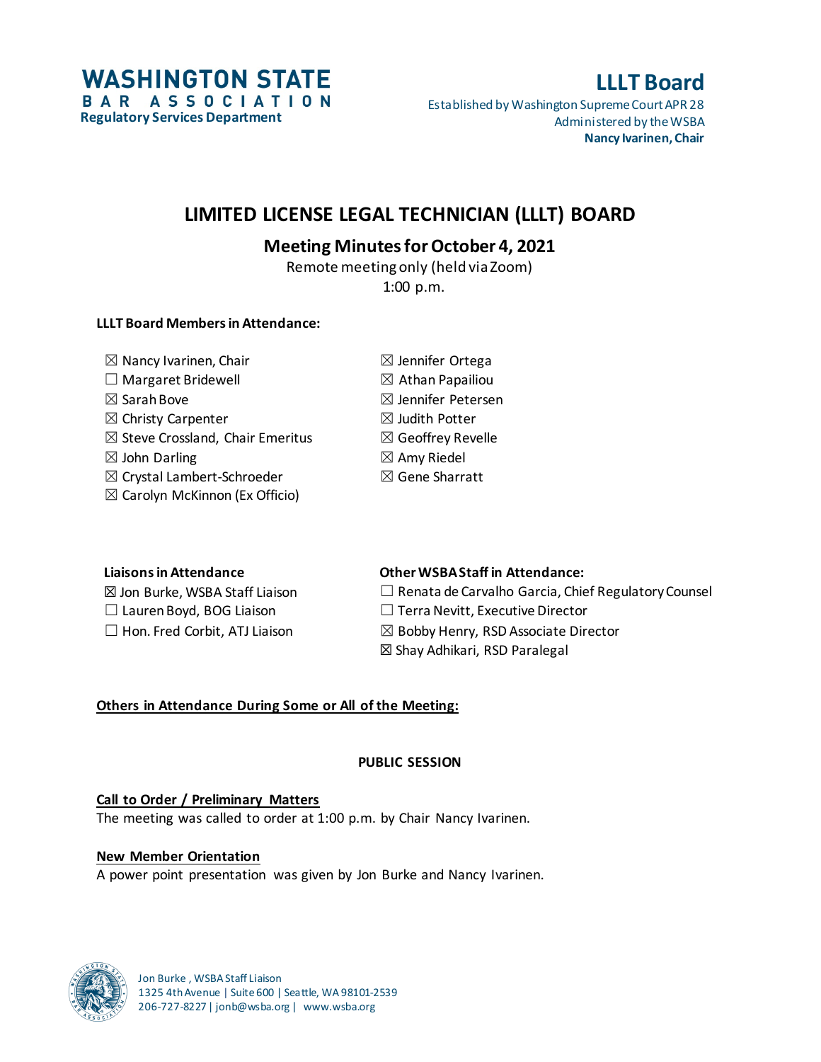**WASHINGTON STATE BAR ASSOCIATION**
**Regulatory Services Department**

**LLLT Board**
Established by Washington Supreme Court APR 28
Administered by the WSBA
**Nancy Ivarinen, Chair**

# LIMITED LICENSE LEGAL TECHNICIAN (LLLT) BOARD

## Meeting Minutes for October 4, 2021

Remote meeting only (held via Zoom)
1:00 p.m.

**LLLT Board Members in Attendance:**

☒ Nancy Ivarinen, Chair
☐ Margaret Bridewell
☒ Sarah Bove
☒ Christy Carpenter
☒ Steve Crossland, Chair Emeritus
☒ John Darling
☒ Crystal Lambert-Schroeder
☒ Carolyn McKinnon (Ex Officio)
☒ Jennifer Ortega
☒ Athan Papailiou
☒ Jennifer Petersen
☒ Judith Potter
☒ Geoffrey Revelle
☒ Amy Riedel
☒ Gene Sharratt

**Liaisons in Attendance**

☒ Jon Burke, WSBA Staff Liaison
☐ Lauren Boyd, BOG Liaison
☐ Hon. Fred Corbit, ATJ Liaison

**Other WSBA Staff in Attendance:**

☐ Renata de Carvalho Garcia, Chief Regulatory Counsel
☐ Terra Nevitt, Executive Director
☒ Bobby Henry, RSD Associate Director
☒ Shay Adhikari, RSD Paralegal

**Others in Attendance During Some or All of the Meeting:**

**PUBLIC SESSION**

**Call to Order / Preliminary Matters**

The meeting was called to order at 1:00 p.m. by Chair Nancy Ivarinen.

**New Member Orientation**

A power point presentation was given by Jon Burke and Nancy Ivarinen.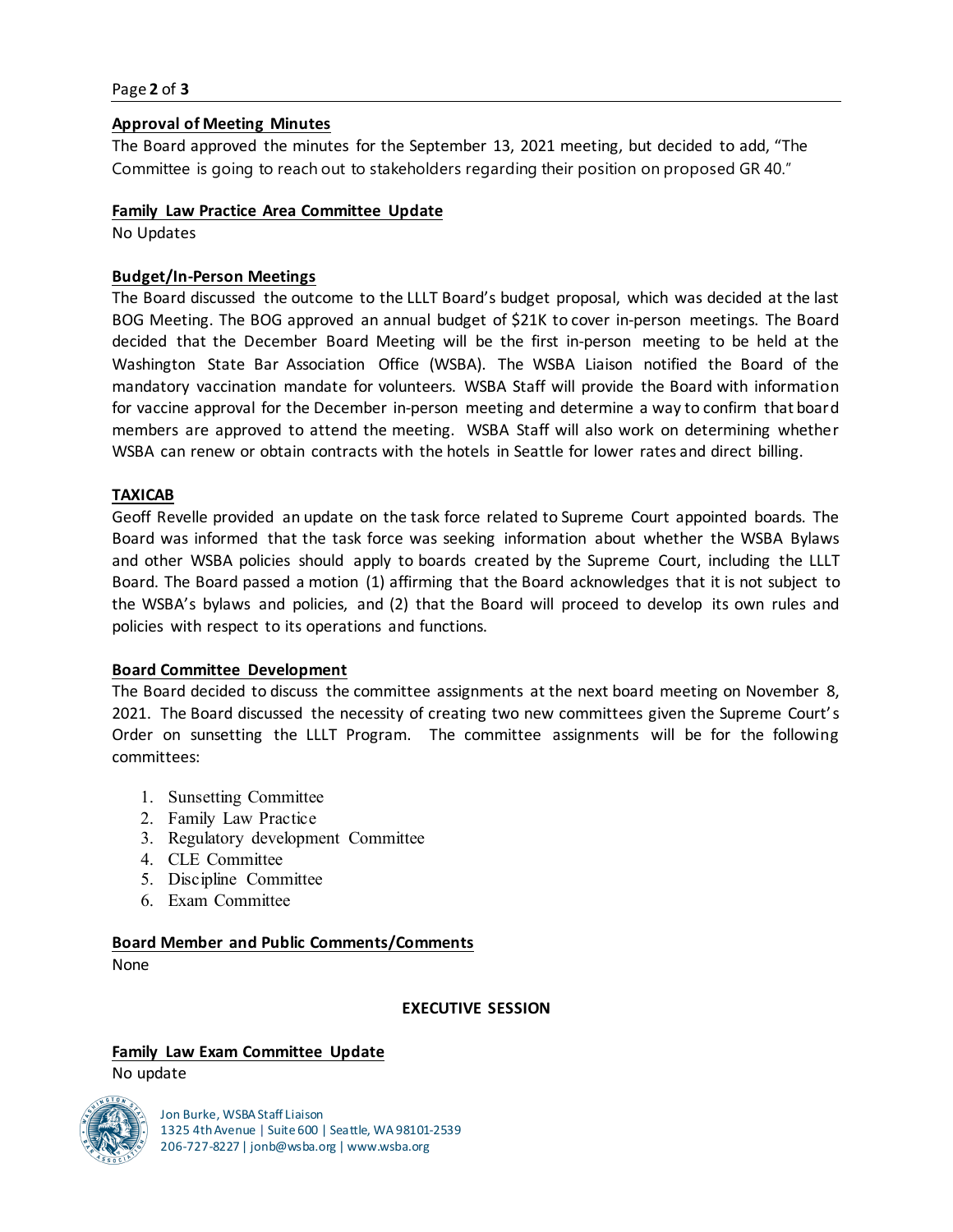### Approval of Meeting Minutes

The Board approved the minutes for the September 13, 2021 meeting, but decided to add, "The Committee is going to reach out to stakeholders regarding their position on proposed GR 40."

### Family Law Practice Area Committee Update

No Updates

### Budget/In-Person Meetings

The Board discussed the outcome to the LLLT Board's budget proposal, which was decided at the last BOG Meeting. The BOG approved an annual budget of $21K to cover in-person meetings. The Board decided that the December Board Meeting will be the first in-person meeting to be held at the Washington State Bar Association Office (WSBA). The WSBA Liaison notified the Board of the mandatory vaccination mandate for volunteers. WSBA Staff will provide the Board with information for vaccine approval for the December in-person meeting and determine a way to confirm that board members are approved to attend the meeting. WSBA Staff will also work on determining whether WSBA can renew or obtain contracts with the hotels in Seattle for lower rates and direct billing.

### TAXICAB

Geoff Revelle provided an update on the task force related to Supreme Court appointed boards. The Board was informed that the task force was seeking information about whether the WSBA Bylaws and other WSBA policies should apply to boards created by the Supreme Court, including the LLLT Board. The Board passed a motion (1) affirming that the Board acknowledges that it is not subject to the WSBA's bylaws and policies, and (2) that the Board will proceed to develop its own rules and policies with respect to its operations and functions.

### Board Committee Development

The Board decided to discuss the committee assignments at the next board meeting on November 8, 2021. The Board discussed the necessity of creating two new committees given the Supreme Court's Order on sunsetting the LLLT Program. The committee assignments will be for the following committees:

1. Sunsetting Committee
2. Family Law Practice
3. Regulatory development Committee
4. CLE Committee
5. Discipline Committee
6. Exam Committee

### Board Member and Public Comments/Comments

None

**EXECUTIVE SESSION**

### Family Law Exam Committee Update

No update

Jon Burke, WSBA Staff Liaison
1325 4th Avenue | Suite 600 | Seattle, WA 98101-2539
206-727-8227 | jonb@wsba.org | www.wsba.org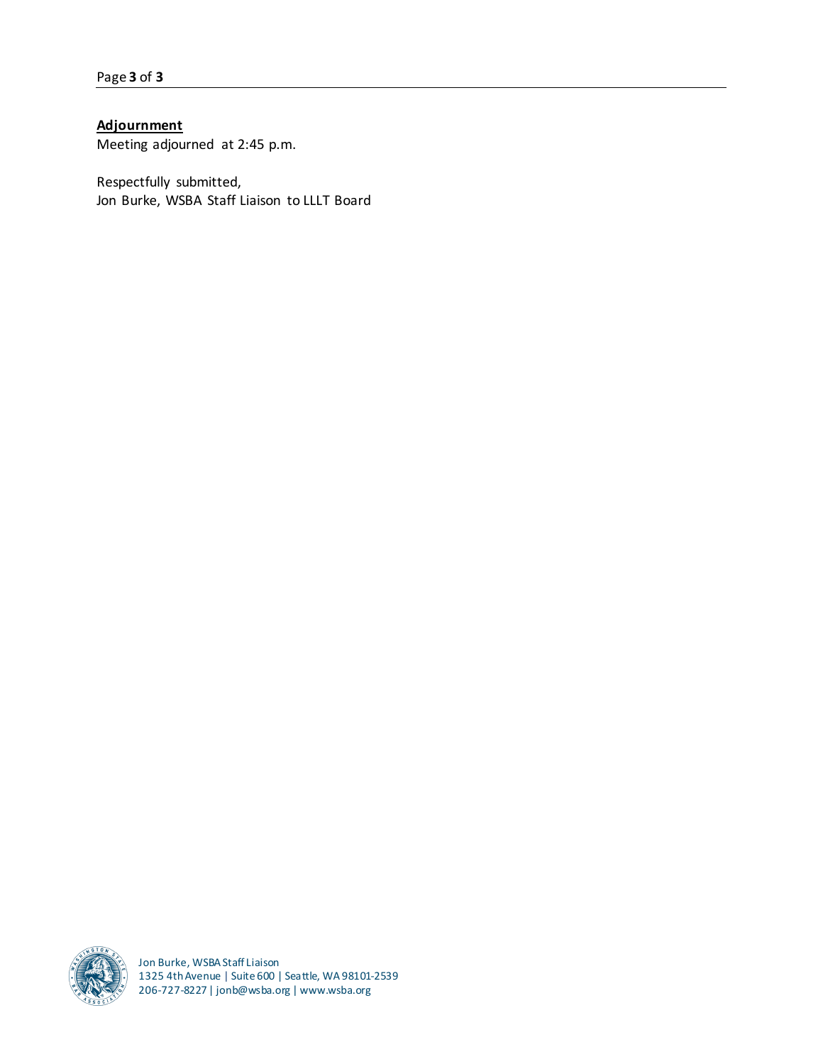**Adjournment**

Meeting adjourned at 2:45 p.m.

Respectfully submitted,
Jon Burke, WSBA Staff Liaison to LLLT Board

Jon Burke, WSBA Staff Liaison
1325 4th Avenue | Suite 600 | Seattle, WA 98101-2539
206-727-8227 | jonb@wsba.org | www.wsba.org